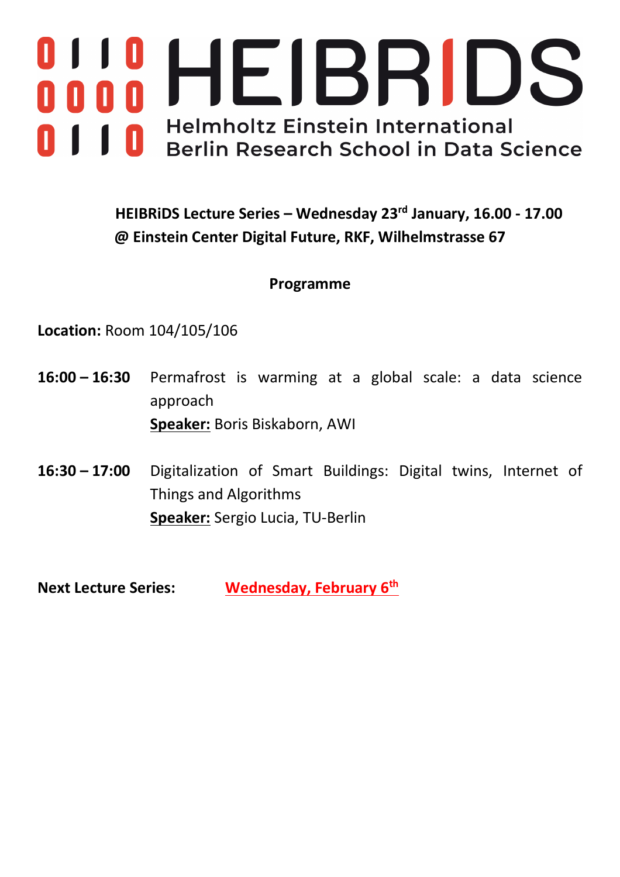# HEIBRiDS

## Helmholtz Einstein International Berlin Research School in Data Science

**HEIBRiDS Lecture Series – Wednesday 23rd January, 16.00 - 17.00**
**@ Einstein Center Digital Future, RKF, Wilhelmstrasse 67**

**Programme**

**Location:** Room 104/105/106

**16:00 – 16:30** Permafrost is warming at a global scale: a data science approach
**Speaker:** Boris Biskaborn, AWI

**16:30 – 17:00** Digitalization of Smart Buildings: Digital twins, Internet of Things and Algorithms
**Speaker:** Sergio Lucia, TU-Berlin

**Next Lecture Series:** **Wednesday, February 6th**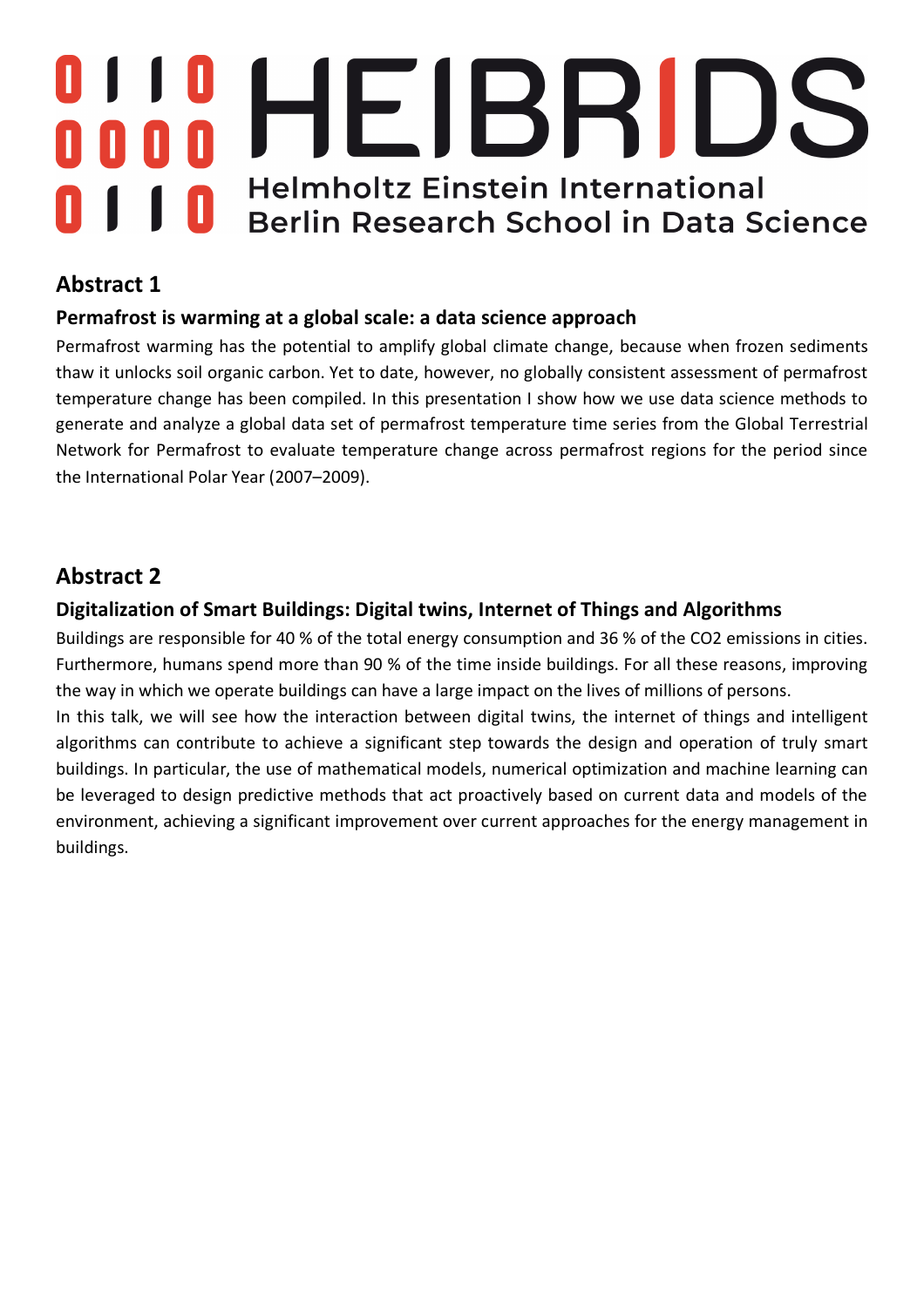# HEIBRIDS

Helmholtz Einstein International
Berlin Research School in Data Science

## Abstract 1

### Permafrost is warming at a global scale: a data science approach

Permafrost warming has the potential to amplify global climate change, because when frozen sediments thaw it unlocks soil organic carbon. Yet to date, however, no globally consistent assessment of permafrost temperature change has been compiled. In this presentation I show how we use data science methods to generate and analyze a global data set of permafrost temperature time series from the Global Terrestrial Network for Permafrost to evaluate temperature change across permafrost regions for the period since the International Polar Year (2007–2009).

## Abstract 2

### Digitalization of Smart Buildings: Digital twins, Internet of Things and Algorithms

Buildings are responsible for 40 % of the total energy consumption and 36 % of the $CO_2$ emissions in cities. Furthermore, humans spend more than 90 % of the time inside buildings. For all these reasons, improving the way in which we operate buildings can have a large impact on the lives of millions of persons.

In this talk, we will see how the interaction between digital twins, the internet of things and intelligent algorithms can contribute to achieve a significant step towards the design and operation of truly smart buildings. In particular, the use of mathematical models, numerical optimization and machine learning can be leveraged to design predictive methods that act proactively based on current data and models of the environment, achieving a significant improvement over current approaches for the energy management in buildings.